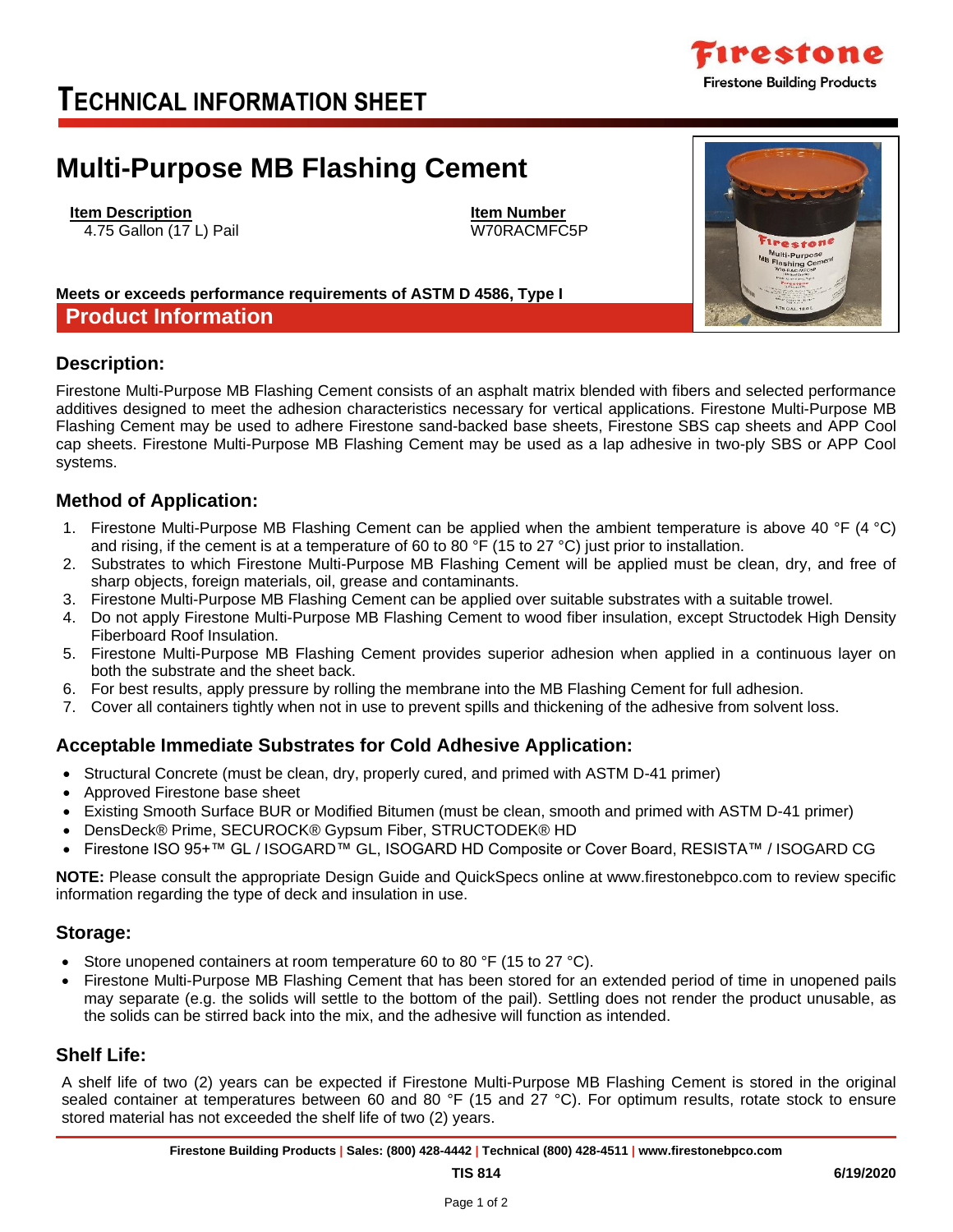# TECHNICAL INFORMATION SHEET

## Multi-Purpose MB Flashing Cement

**Item Description**
4.75 Gallon (17 L) Pail

**Item Number**
W70RACMFC5P

**Meets or exceeds performance requirements of ASTM D 4586, Type I**

## Product Information

### Description:

Firestone Multi-Purpose MB Flashing Cement consists of an asphalt matrix blended with fibers and selected performance additives designed to meet the adhesion characteristics necessary for vertical applications. Firestone Multi-Purpose MB Flashing Cement may be used to adhere Firestone sand-backed base sheets, Firestone SBS cap sheets and APP Cool cap sheets. Firestone Multi-Purpose MB Flashing Cement may be used as a lap adhesive in two-ply SBS or APP Cool systems.

### Method of Application:

1. Firestone Multi-Purpose MB Flashing Cement can be applied when the ambient temperature is above 40 °F (4 °C) and rising, if the cement is at a temperature of 60 to 80 °F (15 to 27 °C) just prior to installation.
2. Substrates to which Firestone Multi-Purpose MB Flashing Cement will be applied must be clean, dry, and free of sharp objects, foreign materials, oil, grease and contaminants.
3. Firestone Multi-Purpose MB Flashing Cement can be applied over suitable substrates with a suitable trowel.
4. Do not apply Firestone Multi-Purpose MB Flashing Cement to wood fiber insulation, except Structodek High Density Fiberboard Roof Insulation.
5. Firestone Multi-Purpose MB Flashing Cement provides superior adhesion when applied in a continuous layer on both the substrate and the sheet back.
6. For best results, apply pressure by rolling the membrane into the MB Flashing Cement for full adhesion.
7. Cover all containers tightly when not in use to prevent spills and thickening of the adhesive from solvent loss.

### Acceptable Immediate Substrates for Cold Adhesive Application:

- Structural Concrete (must be clean, dry, properly cured, and primed with ASTM D-41 primer)
- Approved Firestone base sheet
- Existing Smooth Surface BUR or Modified Bitumen (must be clean, smooth and primed with ASTM D-41 primer)
- DensDeck® Prime, SECUROCK® Gypsum Fiber, STRUCTODEK® HD
- Firestone ISO 95+™ GL / ISOGARD™ GL, ISOGARD HD Composite or Cover Board, RESISTA™ / ISOGARD CG

**NOTE:** Please consult the appropriate Design Guide and QuickSpecs online at www.firestonebpco.com to review specific information regarding the type of deck and insulation in use.

### Storage:

- Store unopened containers at room temperature 60 to 80 °F (15 to 27 °C).
- Firestone Multi-Purpose MB Flashing Cement that has been stored for an extended period of time in unopened pails may separate (e.g. the solids will settle to the bottom of the pail). Settling does not render the product unusable, as the solids can be stirred back into the mix, and the adhesive will function as intended.

### Shelf Life:

A shelf life of two (2) years can be expected if Firestone Multi-Purpose MB Flashing Cement is stored in the original sealed container at temperatures between 60 and 80 °F (15 and 27 °C). For optimum results, rotate stock to ensure stored material has not exceeded the shelf life of two (2) years.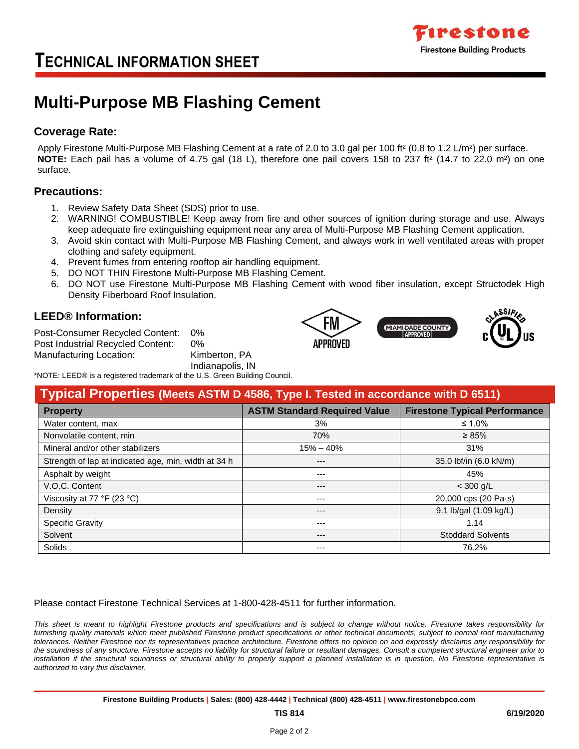# TECHNICAL INFORMATION SHEET

# Multi-Purpose MB Flashing Cement

## Coverage Rate:

Apply Firestone Multi-Purpose MB Flashing Cement at a rate of 2.0 to 3.0 gal per 100 ft² (0.8 to 1.2 L/m²) per surface.
**NOTE:** Each pail has a volume of 4.75 gal (18 L), therefore one pail covers 158 to 237 ft² (14.7 to 22.0 m²) on one surface.

## Precautions:

1. Review Safety Data Sheet (SDS) prior to use.
2. WARNING! COMBUSTIBLE! Keep away from fire and other sources of ignition during storage and use. Always keep adequate fire extinguishing equipment near any area of Multi-Purpose MB Flashing Cement application.
3. Avoid skin contact with Multi-Purpose MB Flashing Cement, and always work in well ventilated areas with proper clothing and safety equipment.
4. Prevent fumes from entering rooftop air handling equipment.
5. DO NOT THIN Firestone Multi-Purpose MB Flashing Cement.
6. DO NOT use Firestone Multi-Purpose MB Flashing Cement with wood fiber insulation, except Structodek High Density Fiberboard Roof Insulation.

## LEED® Information:

| | |
|---|---|
| Post-Consumer Recycled Content: | 0% |
| Post Industrial Recycled Content: | 0% |
| Manufacturing Location: | Kimberton, PA<br>Indianapolis, IN |

*NOTE: LEED® is a registered trademark of the U.S. Green Building Council.

## Typical Properties (Meets ASTM D 4586, Type I. Tested in accordance with D 6511)

| Property | ASTM Standard Required Value | Firestone Typical Performance |
|---|---|---|
| Water content, max | 3% | ≤ 1.0% |
| Nonvolatile content, min | 70% | ≥ 85% |
| Mineral and/or other stabilizers | 15% – 40% | 31% |
| Strength of lap at indicated age, min, width at 34 h | --- | 35.0 lbf/in (6.0 kN/m) |
| Asphalt by weight | --- | 45% |
| V.O.C. Content | --- | < 300 g/L |
| Viscosity at 77 °F (23 °C) | --- | 20,000 cps (20 Pa·s) |
| Density | --- | 9.1 lb/gal (1.09 kg/L) |
| Specific Gravity | --- | 1.14 |
| Solvent | --- | Stoddard Solvents |
| Solids | --- | 76.2% |

Please contact Firestone Technical Services at 1-800-428-4511 for further information.

*This sheet is meant to highlight Firestone products and specifications and is subject to change without notice. Firestone takes responsibility for furnishing quality materials which meet published Firestone product specifications or other technical documents, subject to normal roof manufacturing tolerances. Neither Firestone nor its representatives practice architecture. Firestone offers no opinion on and expressly disclaims any responsibility for the soundness of any structure. Firestone accepts no liability for structural failure or resultant damages. Consult a competent structural engineer prior to installation if the structural soundness or structural ability to properly support a planned installation is in question. No Firestone representative is authorized to vary this disclaimer.*

**Firestone Building Products | Sales: (800) 428-4442 | Technical (800) 428-4511 | www.firestonebpco.com**

**TIS 814** **6/19/2020**